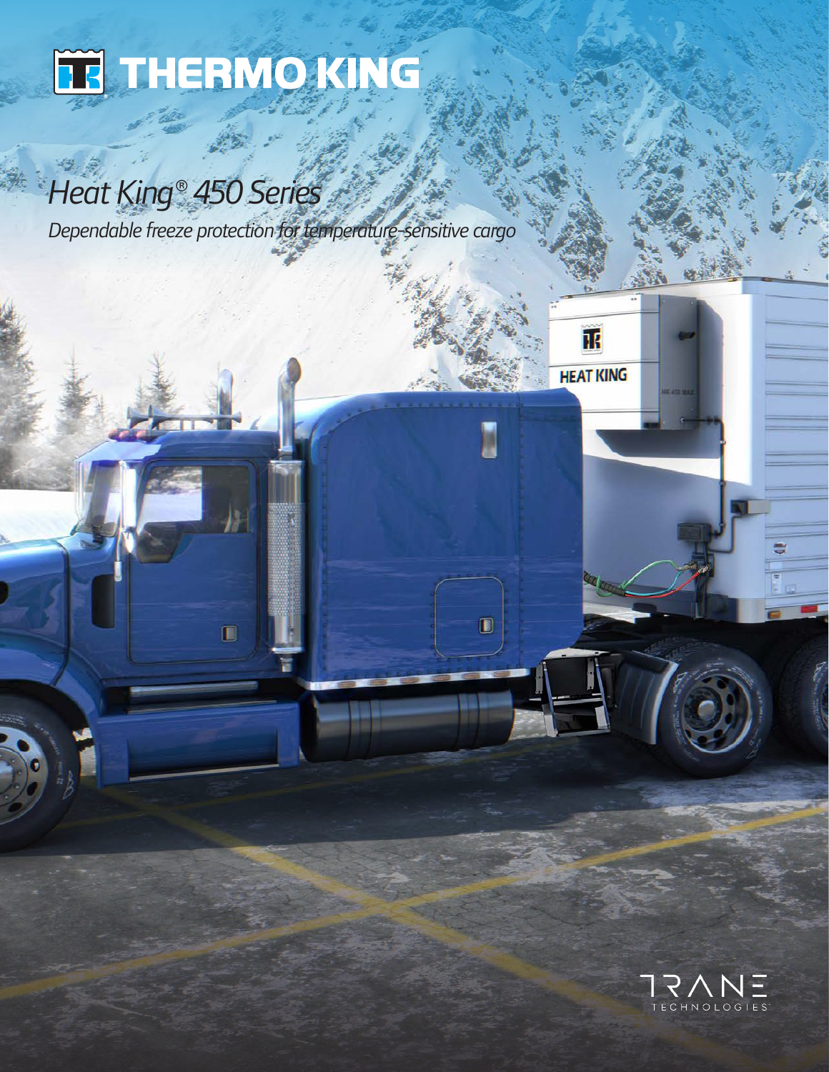THERMO KING

# *Heat King® 450 Series*

*Dependable freeze protection for temperature-sensitive cargo*

TRANE TECHNOLOGIES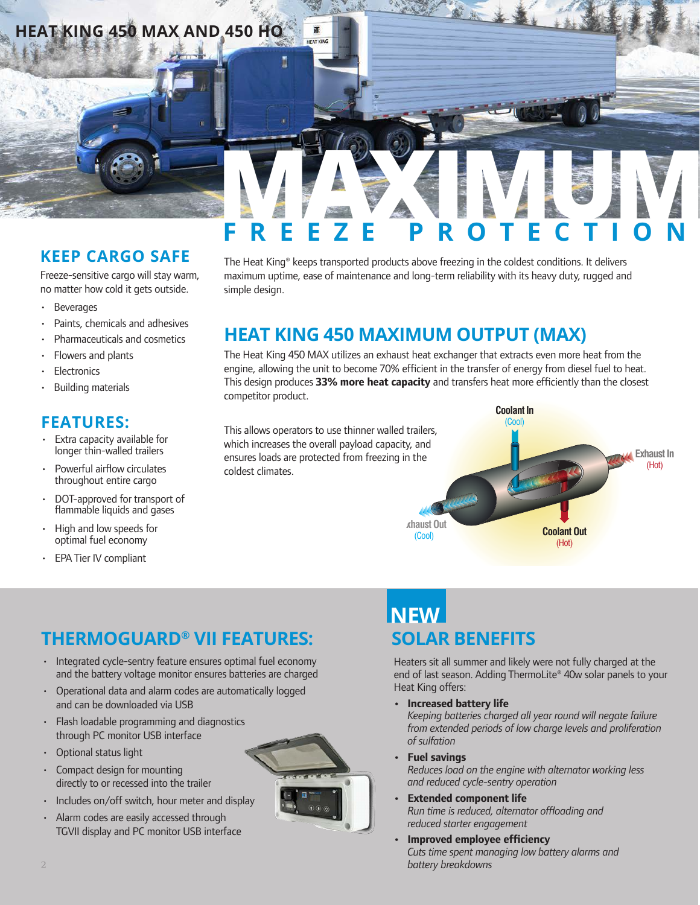# HEAT KING 450 MAX AND 450 HO

# MAXIMUM FREEZE PROTECTION

## KEEP CARGO SAFE

Freeze-sensitive cargo will stay warm, no matter how cold it gets outside.

- Beverages
- Paints, chemicals and adhesives
- Pharmaceuticals and cosmetics
- Flowers and plants
- Electronics
- Building materials

## FEATURES:

- Extra capacity available for longer thin-walled trailers
- Powerful airflow circulates throughout entire cargo
- DOT-approved for transport of flammable liquids and gases
- High and low speeds for optimal fuel economy
- EPA Tier IV compliant

The Heat King® keeps transported products above freezing in the coldest conditions. It delivers maximum uptime, ease of maintenance and long-term reliability with its heavy duty, rugged and simple design.

## HEAT KING 450 MAXIMUM OUTPUT (MAX)

The Heat King 450 MAX utilizes an exhaust heat exchanger that extracts even more heat from the engine, allowing the unit to become 70% efficient in the transfer of energy from diesel fuel to heat. This design produces **33% more heat capacity** and transfers heat more efficiently than the closest competitor product.

This allows operators to use thinner walled trailers, which increases the overall payload capacity, and ensures loads are protected from freezing in the coldest climates.

Coolant In (Cool)

Exhaust In (Hot)

Exhaust Out (Cool)

Coolant Out (Hot)

## THERMOGUARD® VII FEATURES:

- Integrated cycle-sentry feature ensures optimal fuel economy and the battery voltage monitor ensures batteries are charged
- Operational data and alarm codes are automatically logged and can be downloaded via USB
- Flash loadable programming and diagnostics through PC monitor USB interface
- Optional status light
- Compact design for mounting directly to or recessed into the trailer
- Includes on/off switch, hour meter and display
- Alarm codes are easily accessed through TGVII display and PC monitor USB interface

## NEW SOLAR BENEFITS

Heaters sit all summer and likely were not fully charged at the end of last season. Adding ThermoLite® 40w solar panels to your Heat King offers:

- **Increased battery life**
  *Keeping batteries charged all year round will negate failure from extended periods of low charge levels and proliferation of sulfation*
- **Fuel savings**
  *Reduces load on the engine with alternator working less and reduced cycle-sentry operation*
- **Extended component life**
  *Run time is reduced, alternator offloading and reduced starter engagement*
- **Improved employee efficiency**
  *Cuts time spent managing low battery alarms and battery breakdowns*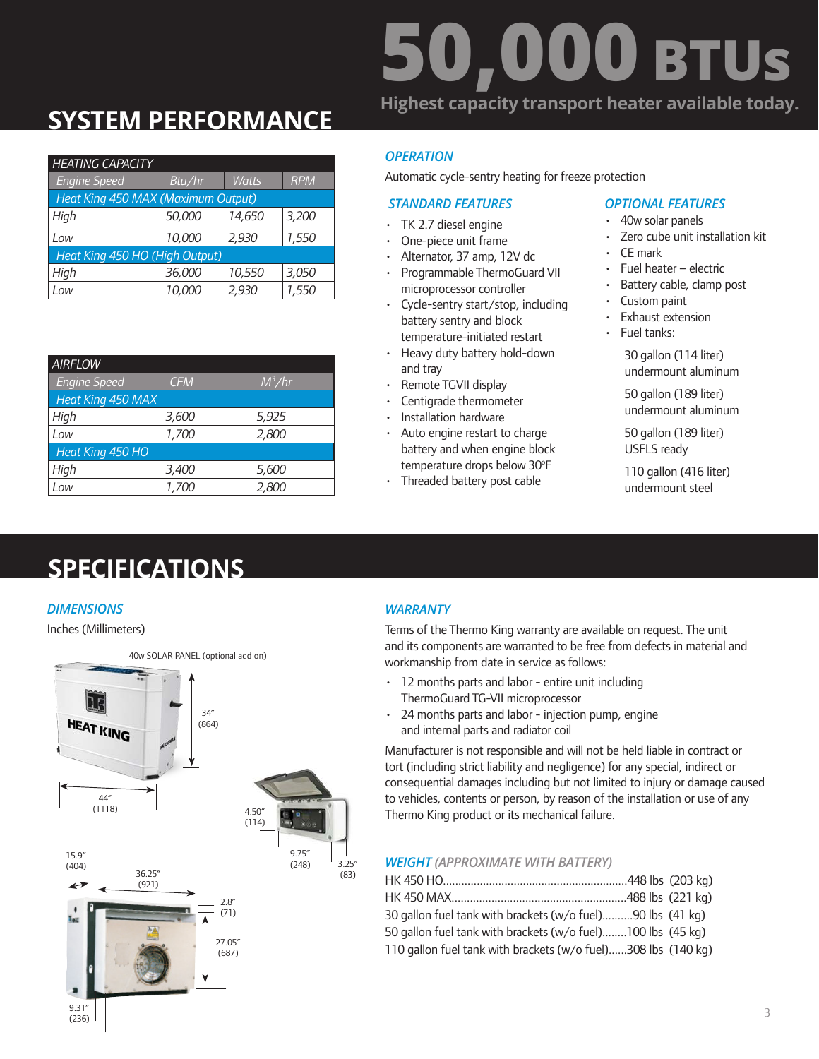# 50,000 BTUs

Highest capacity transport heater available today.

## SYSTEM PERFORMANCE

| HEATING CAPACITY | | | |
|---|---|---|---|
| Engine Speed | Btu/hr | Watts | RPM |
| Heat King 450 MAX (Maximum Output) | | | |
| High | 50,000 | 14,650 | 3,200 |
| Low | 10,000 | 2,930 | 1,550 |
| Heat King 450 HO (High Output) | | | |
| High | 36,000 | 10,550 | 3,050 |
| Low | 10,000 | 2,930 | 1,550 |

| AIRFLOW | | |
|---|---|---|
| Engine Speed | CFM | $M^3$/hr |
| Heat King 450 MAX | | |
| High | 3,600 | 5,925 |
| Low | 1,700 | 2,800 |
| Heat King 450 HO | | |
| High | 3,400 | 5,600 |
| Low | 1,700 | 2,800 |

### OPERATION

Automatic cycle-sentry heating for freeze protection

### STANDARD FEATURES

- TK 2.7 diesel engine
- One-piece unit frame
- Alternator, 37 amp, 12V dc
- Programmable ThermoGuard VII microprocessor controller
- Cycle-sentry start/stop, including battery sentry and block temperature-initiated restart
- Heavy duty battery hold-down and tray
- Remote TGVII display
- Centigrade thermometer
- Installation hardware
- Auto engine restart to charge battery and when engine block temperature drops below 30°F
- Threaded battery post cable

### OPTIONAL FEATURES

- 40w solar panels
- Zero cube unit installation kit
- CE mark
- Fuel heater – electric
- Battery cable, clamp post
- Custom paint
- Exhaust extension
- Fuel tanks:

  30 gallon (114 liter) undermount aluminum

  50 gallon (189 liter) undermount aluminum

  50 gallon (189 liter) USFLS ready

  110 gallon (416 liter) undermount steel

## SPECIFICATIONS

### DIMENSIONS

Inches (Millimeters)

40w SOLAR PANEL (optional add on)

34" (864)

44" (1118)

4.50" (114)

9.75" (248)

3.25" (83)

15.9" (404)

36.25" (921)

2.8" (71)

27.05" (687)

9.31" (236)

### WARRANTY

Terms of the Thermo King warranty are available on request. The unit and its components are warranted to be free from defects in material and workmanship from date in service as follows:

- 12 months parts and labor - entire unit including ThermoGuard TG-VII microprocessor
- 24 months parts and labor - injection pump, engine and internal parts and radiator coil

Manufacturer is not responsible and will not be held liable in contract or tort (including strict liability and negligence) for any special, indirect or consequential damages including but not limited to injury or damage caused to vehicles, contents or person, by reason of the installation or use of any Thermo King product or its mechanical failure.

### WEIGHT (APPROXIMATE WITH BATTERY)

HK 450 HO............................................................448 lbs (203 kg)
HK 450 MAX.........................................................488 lbs (221 kg)
30 gallon fuel tank with brackets (w/o fuel)..........90 lbs (41 kg)
50 gallon fuel tank with brackets (w/o fuel)........100 lbs (45 kg)
110 gallon fuel tank with brackets (w/o fuel)......308 lbs (140 kg)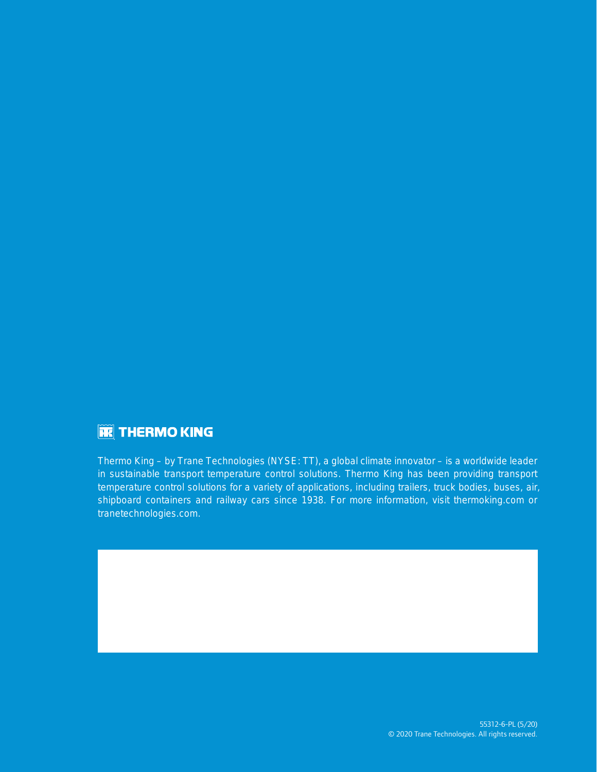THERMO KING

Thermo King – by Trane Technologies (NYSE: TT), a global climate innovator – is a worldwide leader in sustainable transport temperature control solutions. Thermo King has been providing transport temperature control solutions for a variety of applications, including trailers, truck bodies, buses, air, shipboard containers and railway cars since 1938. For more information, visit thermoking.com or tranetechnologies.com.

55312-6-PL (5/20)
© 2020 Trane Technologies. All rights reserved.